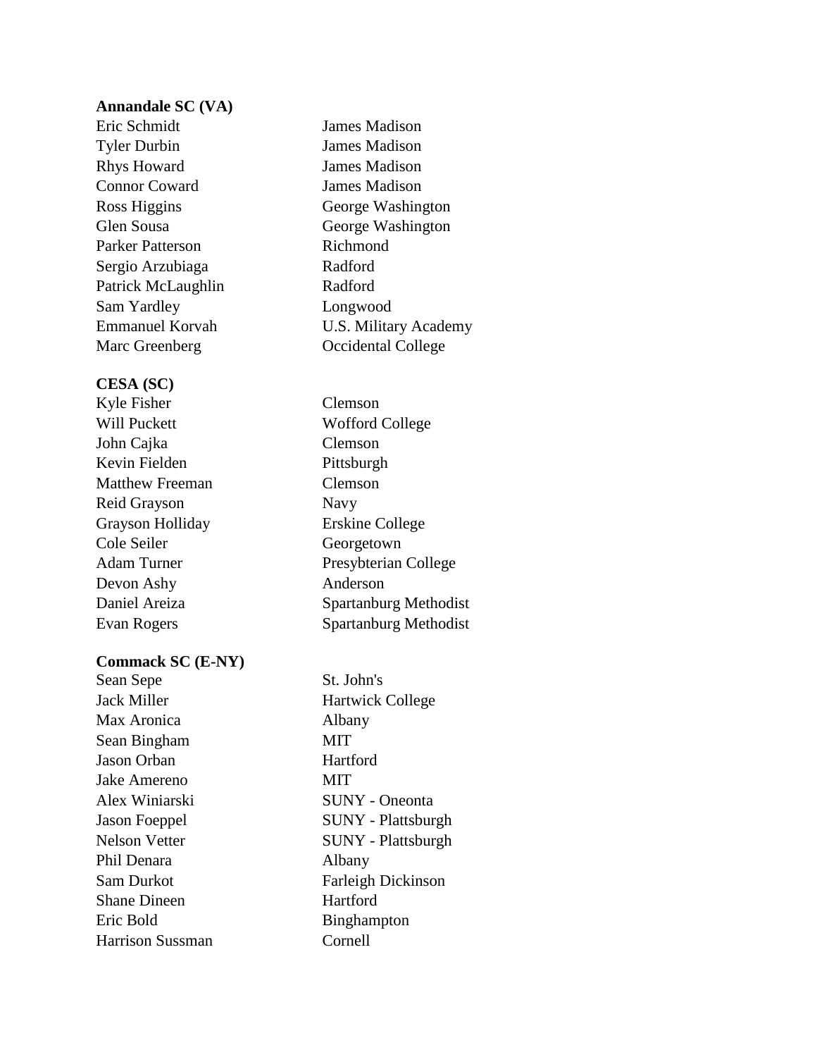**Annandale SC (VA)**

| | |
|---|---|
| Eric Schmidt | James Madison |
| Tyler Durbin | James Madison |
| Rhys Howard | James Madison |
| Connor Coward | James Madison |
| Ross Higgins | George Washington |
| Glen Sousa | George Washington |
| Parker Patterson | Richmond |
| Sergio Arzubiaga | Radford |
| Patrick McLaughlin | Radford |
| Sam Yardley | Longwood |
| Emmanuel Korvah | U.S. Military Academy |
| Marc Greenberg | Occidental College |

**CESA (SC)**

| | |
|---|---|
| Kyle Fisher | Clemson |
| Will Puckett | Wofford College |
| John Cajka | Clemson |
| Kevin Fielden | Pittsburgh |
| Matthew Freeman | Clemson |
| Reid Grayson | Navy |
| Grayson Holliday | Erskine College |
| Cole Seiler | Georgetown |
| Adam Turner | Presybterian College |
| Devon Ashy | Anderson |
| Daniel Areiza | Spartanburg Methodist |
| Evan Rogers | Spartanburg Methodist |

**Commack SC (E-NY)**

| | |
|---|---|
| Sean Sepe | St. John's |
| Jack Miller | Hartwick College |
| Max Aronica | Albany |
| Sean Bingham | MIT |
| Jason Orban | Hartford |
| Jake Amereno | MIT |
| Alex Winiarski | SUNY - Oneonta |
| Jason Foeppel | SUNY - Plattsburgh |
| Nelson Vetter | SUNY - Plattsburgh |
| Phil Denara | Albany |
| Sam Durkot | Farleigh Dickinson |
| Shane Dineen | Hartford |
| Eric Bold | Binghampton |
| Harrison Sussman | Cornell |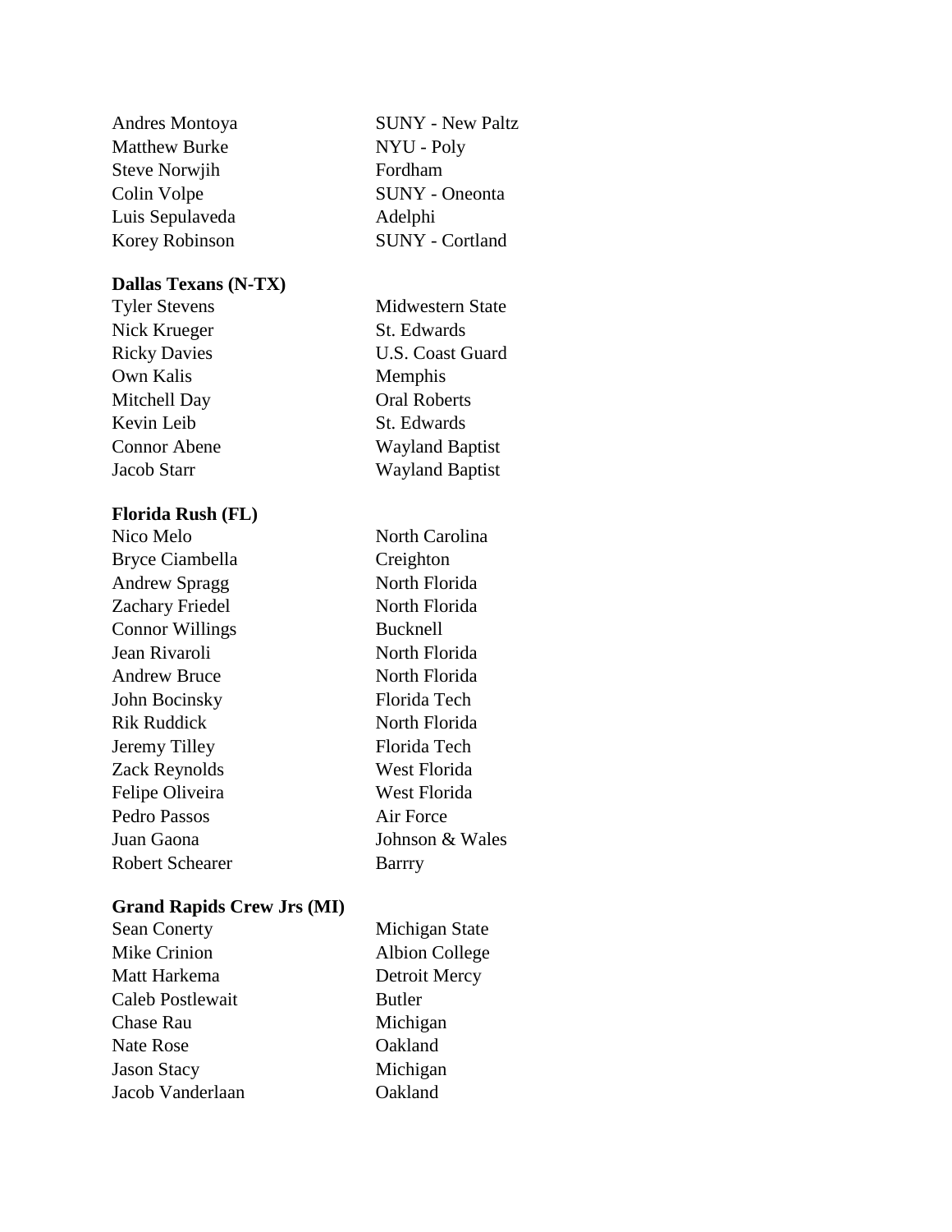| | |
|---|---|
| Andres Montoya | SUNY - New Paltz |
| Matthew Burke | NYU - Poly |
| Steve Norwjih | Fordham |
| Colin Volpe | SUNY - Oneonta |
| Luis Sepulaveda | Adelphi |
| Korey Robinson | SUNY - Cortland |

**Dallas Texans (N-TX)**

| | |
|---|---|
| Tyler Stevens | Midwestern State |
| Nick Krueger | St. Edwards |
| Ricky Davies | U.S. Coast Guard |
| Own Kalis | Memphis |
| Mitchell Day | Oral Roberts |
| Kevin Leib | St. Edwards |
| Connor Abene | Wayland Baptist |
| Jacob Starr | Wayland Baptist |

**Florida Rush (FL)**

| | |
|---|---|
| Nico Melo | North Carolina |
| Bryce Ciambella | Creighton |
| Andrew Spragg | North Florida |
| Zachary Friedel | North Florida |
| Connor Willings | Bucknell |
| Jean Rivaroli | North Florida |
| Andrew Bruce | North Florida |
| John Bocinsky | Florida Tech |
| Rik Ruddick | North Florida |
| Jeremy Tilley | Florida Tech |
| Zack Reynolds | West Florida |
| Felipe Oliveira | West Florida |
| Pedro Passos | Air Force |
| Juan Gaona | Johnson & Wales |
| Robert Schearer | Barrry |

**Grand Rapids Crew Jrs (MI)**

| | |
|---|---|
| Sean Conerty | Michigan State |
| Mike Crinion | Albion College |
| Matt Harkema | Detroit Mercy |
| Caleb Postlewait | Butler |
| Chase Rau | Michigan |
| Nate Rose | Oakland |
| Jason Stacy | Michigan |
| Jacob Vanderlaan | Oakland |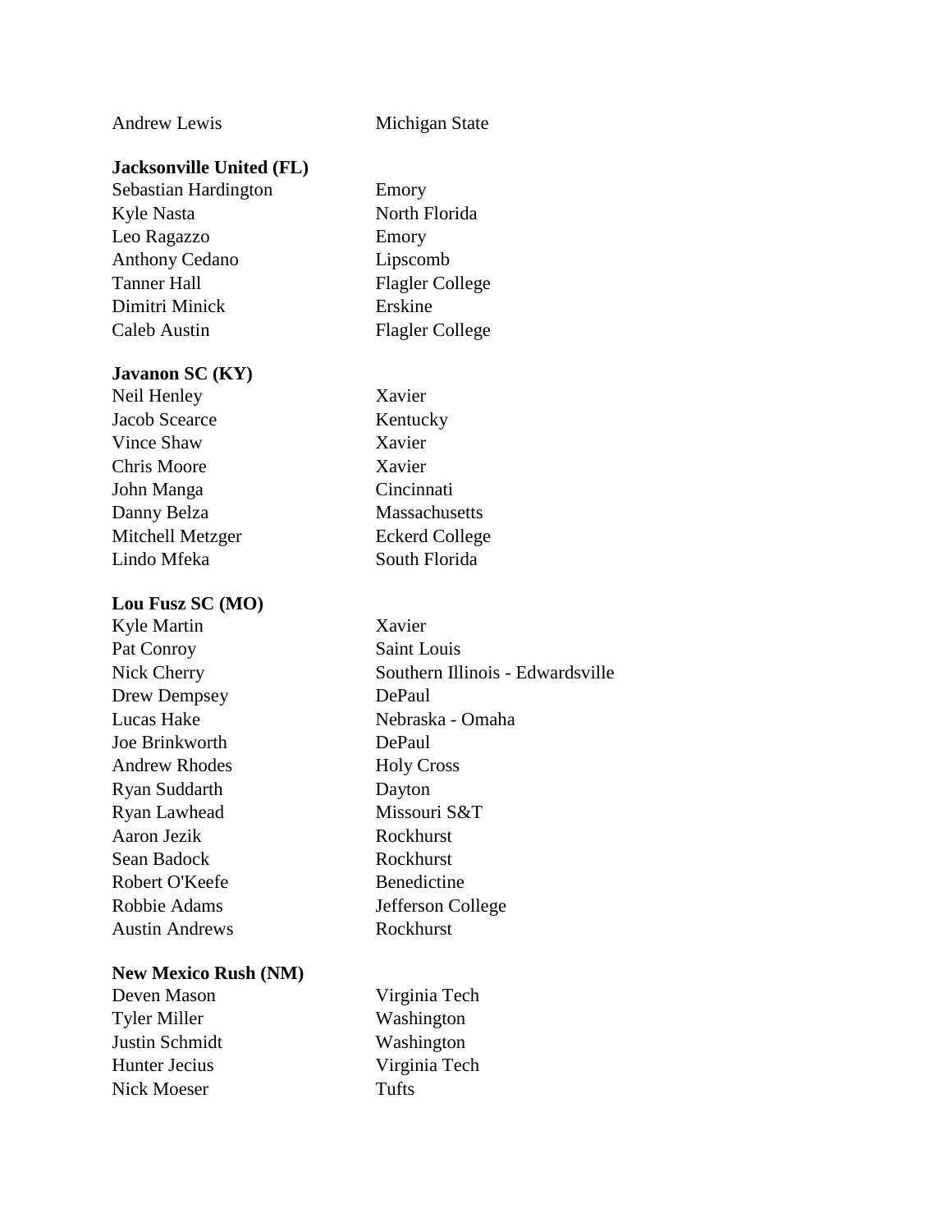| | |
|---|---|
| Andrew Lewis | Michigan State |

**Jacksonville United (FL)**

| | |
|---|---|
| Sebastian Hardington | Emory |
| Kyle Nasta | North Florida |
| Leo Ragazzo | Emory |
| Anthony Cedano | Lipscomb |
| Tanner Hall | Flagler College |
| Dimitri Minick | Erskine |
| Caleb Austin | Flagler College |

**Javanon SC (KY)**

| | |
|---|---|
| Neil Henley | Xavier |
| Jacob Scearce | Kentucky |
| Vince Shaw | Xavier |
| Chris Moore | Xavier |
| John Manga | Cincinnati |
| Danny Belza | Massachusetts |
| Mitchell Metzger | Eckerd College |
| Lindo Mfeka | South Florida |

**Lou Fusz SC (MO)**

| | |
|---|---|
| Kyle Martin | Xavier |
| Pat Conroy | Saint Louis |
| Nick Cherry | Southern Illinois - Edwardsville |
| Drew Dempsey | DePaul |
| Lucas Hake | Nebraska - Omaha |
| Joe Brinkworth | DePaul |
| Andrew Rhodes | Holy Cross |
| Ryan Suddarth | Dayton |
| Ryan Lawhead | Missouri S&T |
| Aaron Jezik | Rockhurst |
| Sean Badock | Rockhurst |
| Robert O'Keefe | Benedictine |
| Robbie Adams | Jefferson College |
| Austin Andrews | Rockhurst |

**New Mexico Rush (NM)**

| | |
|---|---|
| Deven Mason | Virginia Tech |
| Tyler Miller | Washington |
| Justin Schmidt | Washington |
| Hunter Jecius | Virginia Tech |
| Nick Moeser | Tufts |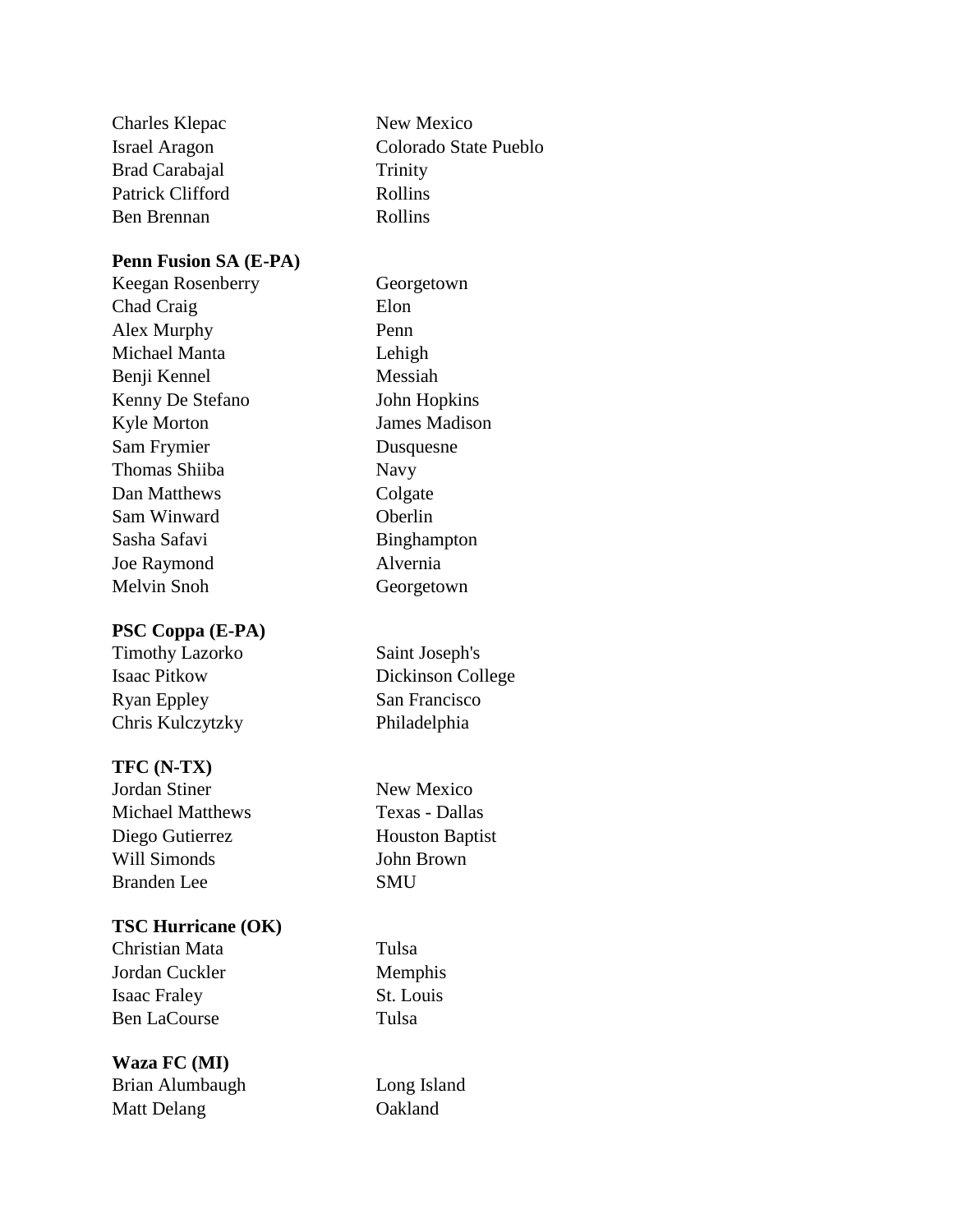| | |
|---|---|
| Charles Klepac | New Mexico |
| Israel Aragon | Colorado State Pueblo |
| Brad Carabajal | Trinity |
| Patrick Clifford | Rollins |
| Ben Brennan | Rollins |

**Penn Fusion SA (E-PA)**

| | |
|---|---|
| Keegan Rosenberry | Georgetown |
| Chad Craig | Elon |
| Alex Murphy | Penn |
| Michael Manta | Lehigh |
| Benji Kennel | Messiah |
| Kenny De Stefano | John Hopkins |
| Kyle Morton | James Madison |
| Sam Frymier | Dusquesne |
| Thomas Shiiba | Navy |
| Dan Matthews | Colgate |
| Sam Winward | Oberlin |
| Sasha Safavi | Binghampton |
| Joe Raymond | Alvernia |
| Melvin Snoh | Georgetown |

**PSC Coppa (E-PA)**

| | |
|---|---|
| Timothy Lazorko | Saint Joseph's |
| Isaac Pitkow | Dickinson College |
| Ryan Eppley | San Francisco |
| Chris Kulczytzky | Philadelphia |

**TFC (N-TX)**

| | |
|---|---|
| Jordan Stiner | New Mexico |
| Michael Matthews | Texas - Dallas |
| Diego Gutierrez | Houston Baptist |
| Will Simonds | John Brown |
| Branden Lee | SMU |

**TSC Hurricane (OK)**

| | |
|---|---|
| Christian Mata | Tulsa |
| Jordan Cuckler | Memphis |
| Isaac Fraley | St. Louis |
| Ben LaCourse | Tulsa |

**Waza FC (MI)**

| | |
|---|---|
| Brian Alumbaugh | Long Island |
| Matt Delang | Oakland |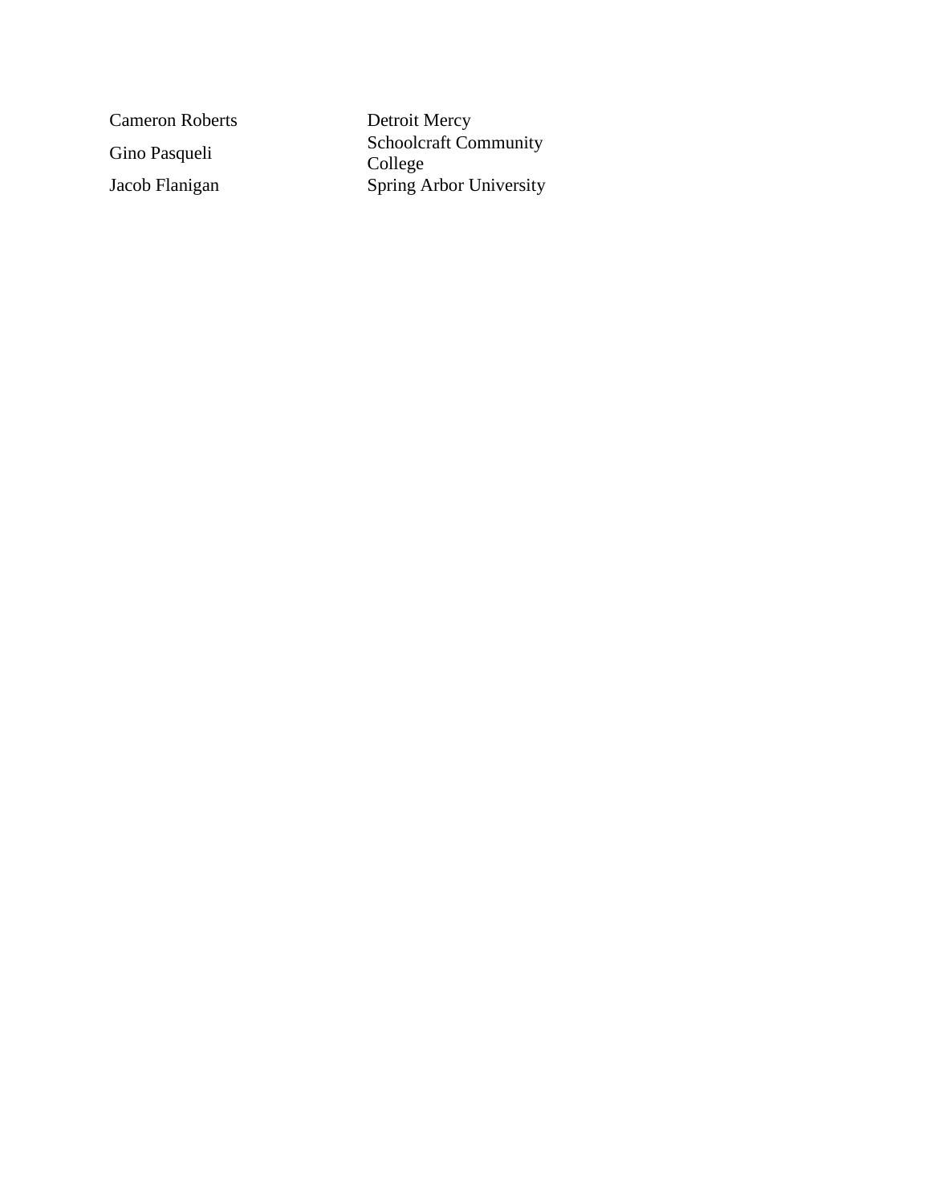| | |
|---|---|
| Cameron Roberts | Detroit Mercy |
| Gino Pasqueli | Schoolcraft Community College |
| Jacob Flanigan | Spring Arbor University |